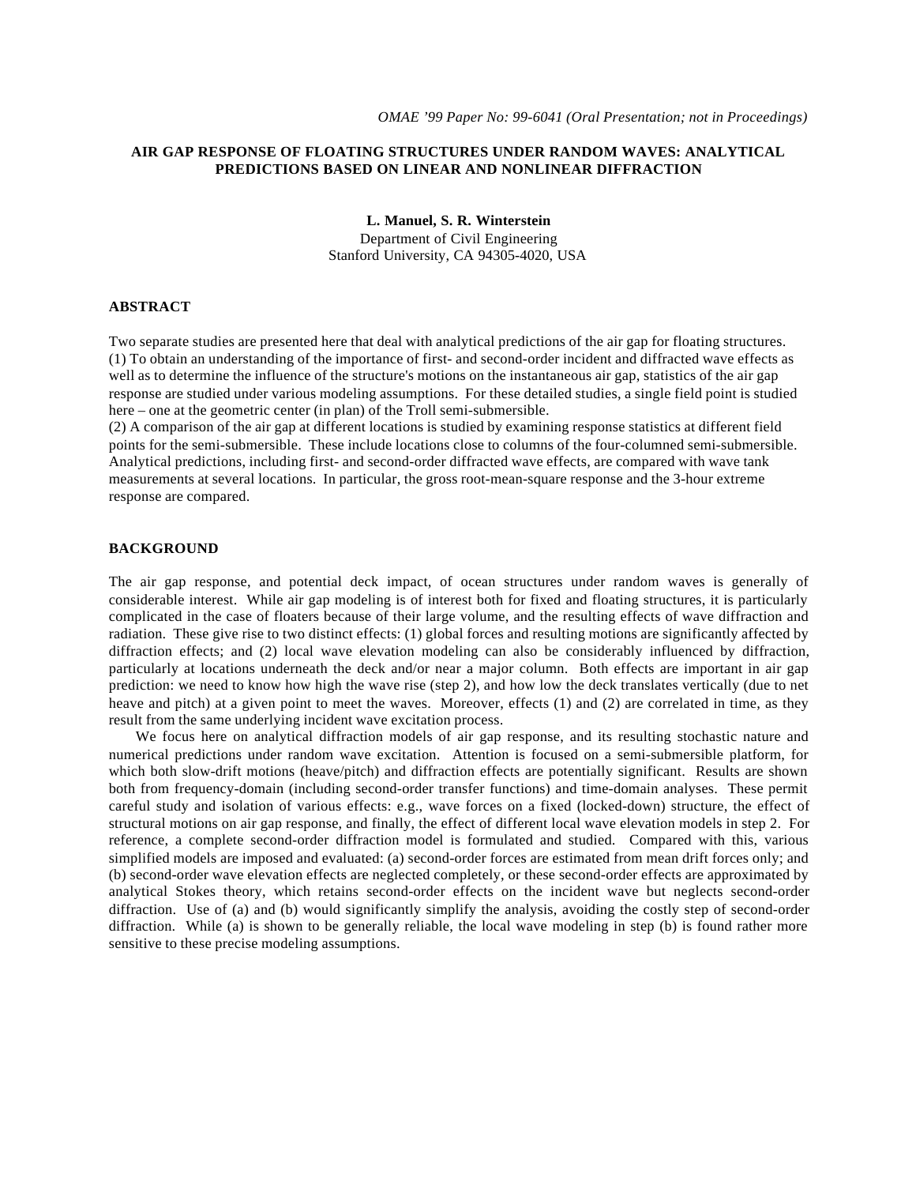*OMAE '99 Paper No: 99-6041 (Oral Presentation; not in Proceedings)*

# AIR GAP RESPONSE OF FLOATING STRUCTURES UNDER RANDOM WAVES: ANALYTICAL PREDICTIONS BASED ON LINEAR AND NONLINEAR DIFFRACTION

**L. Manuel, S. R. Winterstein**
Department of Civil Engineering
Stanford University, CA 94305-4020, USA

## ABSTRACT

Two separate studies are presented here that deal with analytical predictions of the air gap for floating structures.
(1) To obtain an understanding of the importance of first- and second-order incident and diffracted wave effects as well as to determine the influence of the structure's motions on the instantaneous air gap, statistics of the air gap response are studied under various modeling assumptions. For these detailed studies, a single field point is studied here – one at the geometric center (in plan) of the Troll semi-submersible.
(2) A comparison of the air gap at different locations is studied by examining response statistics at different field points for the semi-submersible. These include locations close to columns of the four-columned semi-submersible. Analytical predictions, including first- and second-order diffracted wave effects, are compared with wave tank measurements at several locations. In particular, the gross root-mean-square response and the 3-hour extreme response are compared.

## BACKGROUND

The air gap response, and potential deck impact, of ocean structures under random waves is generally of considerable interest. While air gap modeling is of interest both for fixed and floating structures, it is particularly complicated in the case of floaters because of their large volume, and the resulting effects of wave diffraction and radiation. These give rise to two distinct effects: (1) global forces and resulting motions are significantly affected by diffraction effects; and (2) local wave elevation modeling can also be considerably influenced by diffraction, particularly at locations underneath the deck and/or near a major column. Both effects are important in air gap prediction: we need to know how high the wave rise (step 2), and how low the deck translates vertically (due to net heave and pitch) at a given point to meet the waves. Moreover, effects (1) and (2) are correlated in time, as they result from the same underlying incident wave excitation process.

We focus here on analytical diffraction models of air gap response, and its resulting stochastic nature and numerical predictions under random wave excitation. Attention is focused on a semi-submersible platform, for which both slow-drift motions (heave/pitch) and diffraction effects are potentially significant. Results are shown both from frequency-domain (including second-order transfer functions) and time-domain analyses. These permit careful study and isolation of various effects: e.g., wave forces on a fixed (locked-down) structure, the effect of structural motions on air gap response, and finally, the effect of different local wave elevation models in step 2. For reference, a complete second-order diffraction model is formulated and studied. Compared with this, various simplified models are imposed and evaluated: (a) second-order forces are estimated from mean drift forces only; and (b) second-order wave elevation effects are neglected completely, or these second-order effects are approximated by analytical Stokes theory, which retains second-order effects on the incident wave but neglects second-order diffraction. Use of (a) and (b) would significantly simplify the analysis, avoiding the costly step of second-order diffraction. While (a) is shown to be generally reliable, the local wave modeling in step (b) is found rather more sensitive to these precise modeling assumptions.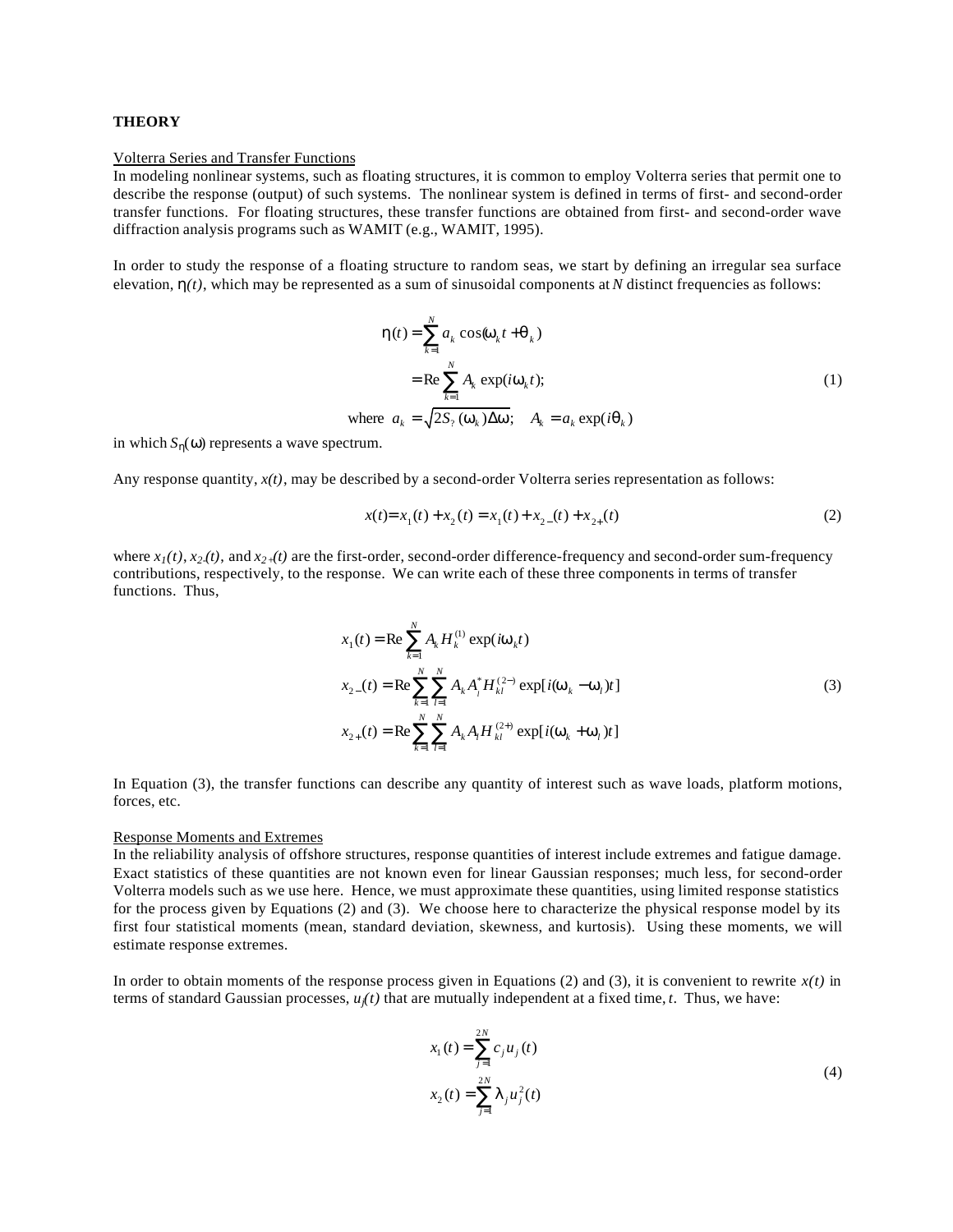## THEORY

### Volterra Series and Transfer Functions

In modeling nonlinear systems, such as floating structures, it is common to employ Volterra series that permit one to describe the response (output) of such systems. The nonlinear system is defined in terms of first- and second-order transfer functions. For floating structures, these transfer functions are obtained from first- and second-order wave diffraction analysis programs such as WAMIT (e.g., WAMIT, 1995).

In order to study the response of a floating structure to random seas, we start by defining an irregular sea surface elevation, $\eta(t)$, which may be represented as a sum of sinusoidal components at $N$ distinct frequencies as follows:

$$
\begin{aligned}
\eta(t) &= \sum_{k=1}^{N} a_k \cos(\omega_k t + \theta_k) \\
&= \mathrm{Re} \sum_{k=1}^{N} A_k \exp(i\omega_k t); \\
\text{where } \; a_k &= \sqrt{2S_\eta(\omega_k)\Delta\omega}; \quad A_k = a_k \exp(i\theta_k)
\end{aligned}
\tag{1}
$$

in which $S_\eta(\omega)$ represents a wave spectrum.

Any response quantity, $x(t)$, may be described by a second-order Volterra series representation as follows:

$$
x(t) = x_1(t) + x_2(t) = x_1(t) + x_{2-}(t) + x_{2+}(t) \tag{2}
$$

where $x_1(t)$, $x_{2-}(t)$, and $x_{2+}(t)$ are the first-order, second-order difference-frequency and second-order sum-frequency contributions, respectively, to the response. We can write each of these three components in terms of transfer functions. Thus,

$$
\begin{aligned}
x_1(t) &= \mathrm{Re} \sum_{k=1}^{N} A_k H_k^{(1)} \exp(i\omega_k t) \\
x_{2-}(t) &= \mathrm{Re} \sum_{k=1}^{N} \sum_{l=1}^{N} A_k A_l^* H_{kl}^{(2-)} \exp[i(\omega_k - \omega_l)t] \\
x_{2+}(t) &= \mathrm{Re} \sum_{k=1}^{N} \sum_{l=1}^{N} A_k A_l H_{kl}^{(2+)} \exp[i(\omega_k + \omega_l)t]
\end{aligned}
\tag{3}
$$

In Equation (3), the transfer functions can describe any quantity of interest such as wave loads, platform motions, forces, etc.

### Response Moments and Extremes

In the reliability analysis of offshore structures, response quantities of interest include extremes and fatigue damage. Exact statistics of these quantities are not known even for linear Gaussian responses; much less, for second-order Volterra models such as we use here. Hence, we must approximate these quantities, using limited response statistics for the process given by Equations (2) and (3). We choose here to characterize the physical response model by its first four statistical moments (mean, standard deviation, skewness, and kurtosis). Using these moments, we will estimate response extremes.

In order to obtain moments of the response process given in Equations (2) and (3), it is convenient to rewrite $x(t)$ in terms of standard Gaussian processes, $u_j(t)$ that are mutually independent at a fixed time, $t$. Thus, we have:

$$
\begin{aligned}
x_1(t) &= \sum_{j=1}^{2N} c_j u_j(t) \\
x_2(t) &= \sum_{j=1}^{2N} \lambda_j u_j^2(t)
\end{aligned}
\tag{4}
$$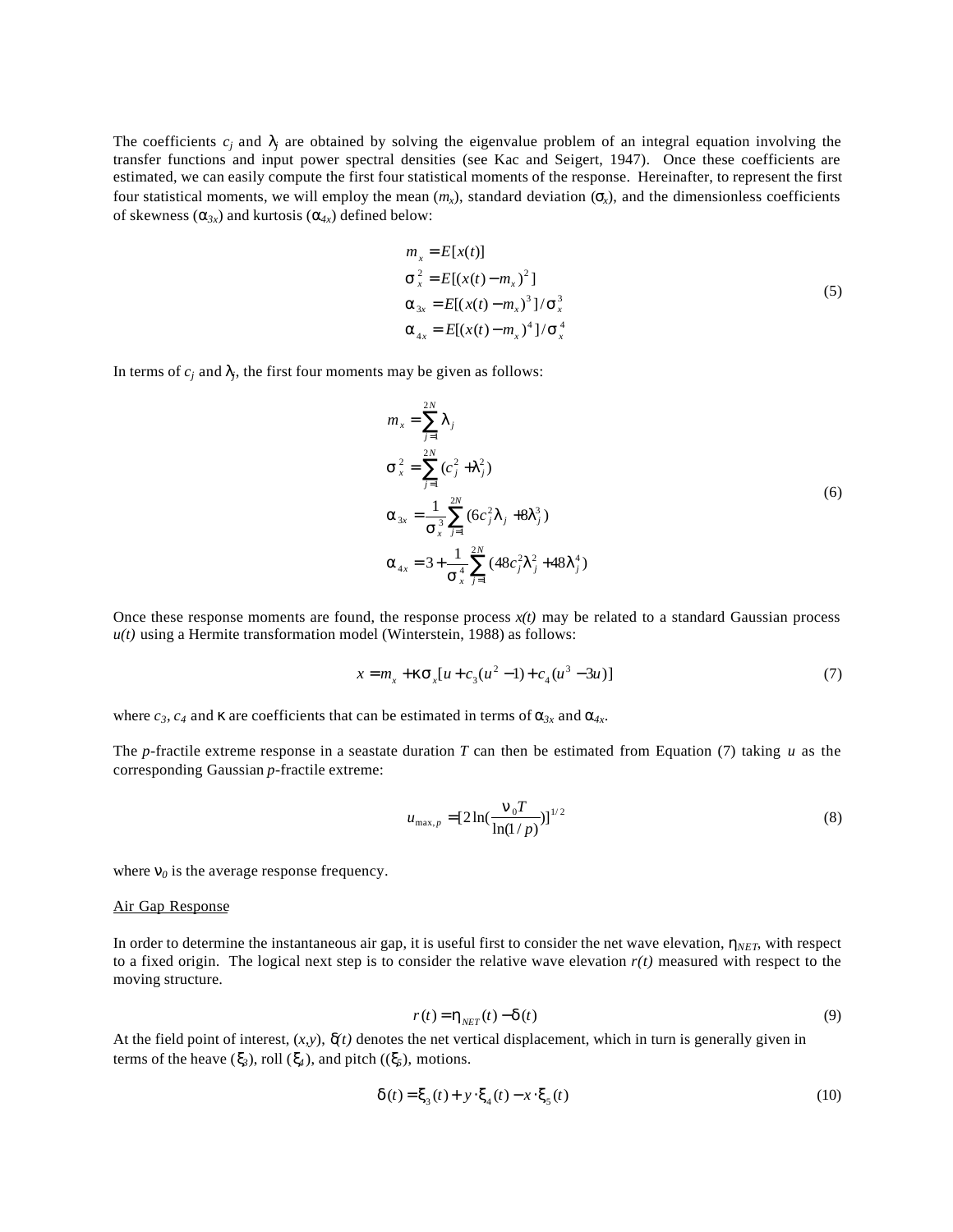The coefficients $c_j$ and $\lambda_j$ are obtained by solving the eigenvalue problem of an integral equation involving the transfer functions and input power spectral densities (see Kac and Seigert, 1947). Once these coefficients are estimated, we can easily compute the first four statistical moments of the response. Hereinafter, to represent the first four statistical moments, we will employ the mean ($m_x$), standard deviation ($\sigma_x$), and the dimensionless coefficients of skewness ($\alpha_{3x}$) and kurtosis ($\alpha_{4x}$) defined below:

$$
\begin{aligned}
m_x &= E[x(t)] \\
\sigma_x^2 &= E[(x(t)-m_x)^2] \\
\alpha_{3x} &= E[(x(t)-m_x)^3]/\sigma_x^3 \\
\alpha_{4x} &= E[(x(t)-m_x)^4]/\sigma_x^4
\end{aligned}
\tag{5}
$$

In terms of $c_j$ and $\lambda_j$, the first four moments may be given as follows:

$$
\begin{aligned}
m_x &= \sum_{j=1}^{2N} \lambda_j \\
\sigma_x^2 &= \sum_{j=1}^{2N} (c_j^2 + \lambda_j^2) \\
\alpha_{3x} &= \frac{1}{\sigma_x^3} \sum_{j=1}^{2N} (6c_j^2 \lambda_j + 8\lambda_j^3) \\
\alpha_{4x} &= 3 + \frac{1}{\sigma_x^4} \sum_{j=1}^{2N} (48c_j^2 \lambda_j^2 + 48\lambda_j^4)
\end{aligned}
\tag{6}
$$

Once these response moments are found, the response process $x(t)$ may be related to a standard Gaussian process $u(t)$ using a Hermite transformation model (Winterstein, 1988) as follows:

$$
x = m_x + \kappa\sigma_x[u + c_3(u^2 - 1) + c_4(u^3 - 3u)]
\tag{7}
$$

where $c_3$, $c_4$ and $\kappa$ are coefficients that can be estimated in terms of $\alpha_{3x}$ and $\alpha_{4x}$.

The $p$-fractile extreme response in a seastate duration $T$ can then be estimated from Equation (7) taking $u$ as the corresponding Gaussian $p$-fractile extreme:

$$
u_{\max,p} = [2\ln(\frac{\nu_0 T}{\ln(1/p)})]^{1/2}
\tag{8}
$$

where $\nu_0$ is the average response frequency.

Air Gap Response

In order to determine the instantaneous air gap, it is useful first to consider the net wave elevation, $\eta_{NET}$, with respect to a fixed origin. The logical next step is to consider the relative wave elevation $r(t)$ measured with respect to the moving structure.

$$
r(t) = \eta_{NET}(t) - \delta(t)
\tag{9}
$$

At the field point of interest, $(x,y)$, $\delta(t)$ denotes the net vertical displacement, which in turn is generally given in terms of the heave ($\xi_3$), roll ($\xi_4$), and pitch (($\xi_5$), motions.

$$
\delta(t) = \xi_3(t) + y \cdot \xi_4(t) - x \cdot \xi_5(t)
\tag{10}
$$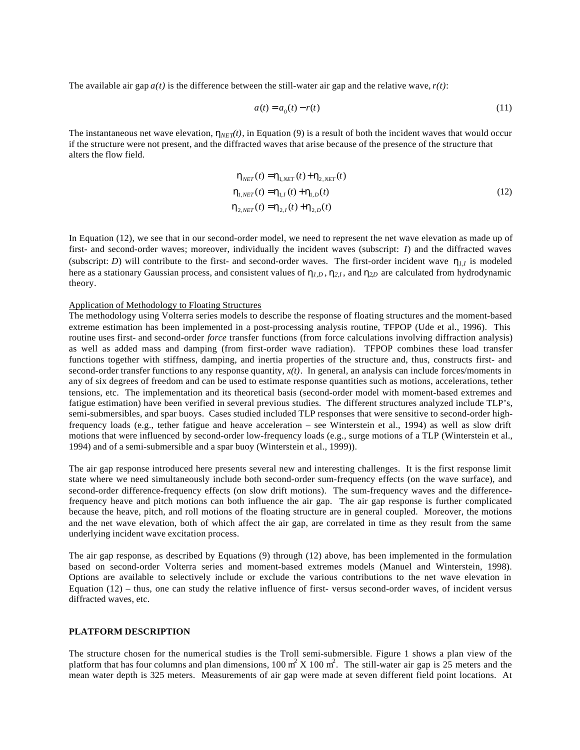The available air gap $a(t)$ is the difference between the still-water air gap and the relative wave, $r(t)$:

$$a(t) = a_0(t) - r(t) \tag{11}$$

The instantaneous net wave elevation, $\eta_{NET}(t)$, in Equation (9) is a result of both the incident waves that would occur if the structure were not present, and the diffracted waves that arise because of the presence of the structure that alters the flow field.

$$\begin{aligned} \eta_{NET}(t) &= \eta_{1,NET}(t) + \eta_{2,NET}(t) \\ \eta_{1,NET}(t) &= \eta_{1,I}(t) + \eta_{1,D}(t) \\ \eta_{2,NET}(t) &= \eta_{2,I}(t) + \eta_{2,D}(t) \end{aligned} \tag{12}$$

In Equation (12), we see that in our second-order model, we need to represent the net wave elevation as made up of first- and second-order waves; moreover, individually the incident waves (subscript: *I*) and the diffracted waves (subscript: *D*) will contribute to the first- and second-order waves. The first-order incident wave $\eta_{1,I}$ is modeled here as a stationary Gaussian process, and consistent values of $\eta_{1,D}$, $\eta_{2,I}$, and $\eta_{2D}$ are calculated from hydrodynamic theory.

Application of Methodology to Floating Structures

The methodology using Volterra series models to describe the response of floating structures and the moment-based extreme estimation has been implemented in a post-processing analysis routine, TFPOP (Ude et al., 1996). This routine uses first- and second-order *force* transfer functions (from force calculations involving diffraction analysis) as well as added mass and damping (from first-order wave radiation). TFPOP combines these load transfer functions together with stiffness, damping, and inertia properties of the structure and, thus, constructs first- and second-order transfer functions to any response quantity, $x(t)$. In general, an analysis can include forces/moments in any of six degrees of freedom and can be used to estimate response quantities such as motions, accelerations, tether tensions, etc. The implementation and its theoretical basis (second-order model with moment-based extremes and fatigue estimation) have been verified in several previous studies. The different structures analyzed include TLP's, semi-submersibles, and spar buoys. Cases studied included TLP responses that were sensitive to second-order high-frequency loads (e.g., tether fatigue and heave acceleration – see Winterstein et al., 1994) as well as slow drift motions that were influenced by second-order low-frequency loads (e.g., surge motions of a TLP (Winterstein et al., 1994) and of a semi-submersible and a spar buoy (Winterstein et al., 1999)).

The air gap response introduced here presents several new and interesting challenges. It is the first response limit state where we need simultaneously include both second-order sum-frequency effects (on the wave surface), and second-order difference-frequency effects (on slow drift motions). The sum-frequency waves and the difference-frequency heave and pitch motions can both influence the air gap. The air gap response is further complicated because the heave, pitch, and roll motions of the floating structure are in general coupled. Moreover, the motions and the net wave elevation, both of which affect the air gap, are correlated in time as they result from the same underlying incident wave excitation process.

The air gap response, as described by Equations (9) through (12) above, has been implemented in the formulation based on second-order Volterra series and moment-based extremes models (Manuel and Winterstein, 1998). Options are available to selectively include or exclude the various contributions to the net wave elevation in Equation (12) – thus, one can study the relative influence of first- versus second-order waves, of incident versus diffracted waves, etc.

## PLATFORM DESCRIPTION

The structure chosen for the numerical studies is the Troll semi-submersible. Figure 1 shows a plan view of the platform that has four columns and plan dimensions, 100 $m^2$ X 100 $m^2$. The still-water air gap is 25 meters and the mean water depth is 325 meters. Measurements of air gap were made at seven different field point locations. At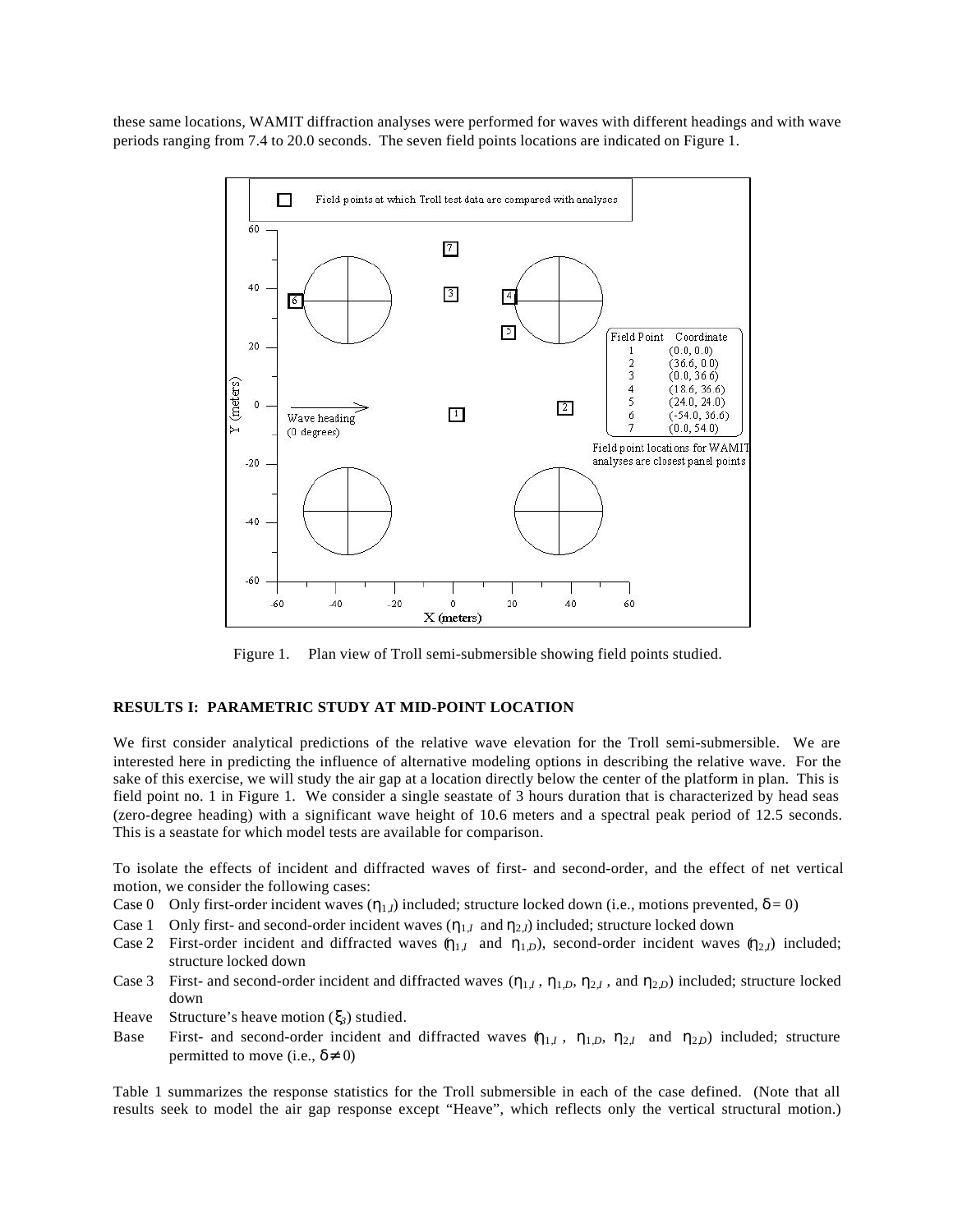these same locations, WAMIT diffraction analyses were performed for waves with different headings and with wave periods ranging from 7.4 to 20.0 seconds. The seven field points locations are indicated on Figure 1.

Figure 1. Plan view of Troll semi-submersible showing field points studied.

## RESULTS I: PARAMETRIC STUDY AT MID-POINT LOCATION

We first consider analytical predictions of the relative wave elevation for the Troll semi-submersible. We are interested here in predicting the influence of alternative modeling options in describing the relative wave. For the sake of this exercise, we will study the air gap at a location directly below the center of the platform in plan. This is field point no. 1 in Figure 1. We consider a single seastate of 3 hours duration that is characterized by head seas (zero-degree heading) with a significant wave height of 10.6 meters and a spectral peak period of 12.5 seconds. This is a seastate for which model tests are available for comparison.

To isolate the effects of incident and diffracted waves of first- and second-order, and the effect of net vertical motion, we consider the following cases:

- Case 0 Only first-order incident waves ($\eta_{1,I}$) included; structure locked down (i.e., motions prevented, $\delta = 0$)
- Case 1 Only first- and second-order incident waves ($\eta_{1,I}$ and $\eta_{2,I}$) included; structure locked down
- Case 2 First-order incident and diffracted waves ($\eta_{1,I}$ and $\eta_{1,D}$), second-order incident waves ($\eta_{2,I}$) included; structure locked down
- Case 3 First- and second-order incident and diffracted waves ($\eta_{1,I}$, $\eta_{1,D}$, $\eta_{2,I}$, and $\eta_{2,D}$) included; structure locked down
- Heave Structure's heave motion ($\xi_3$) studied.
- Base First- and second-order incident and diffracted waves ($\eta_{1,I}$, $\eta_{1,D}$, $\eta_{2,I}$ and $\eta_{2,D}$) included; structure permitted to move (i.e., $\delta \neq 0$)

Table 1 summarizes the response statistics for the Troll submersible in each of the case defined. (Note that all results seek to model the air gap response except "Heave", which reflects only the vertical structural motion.)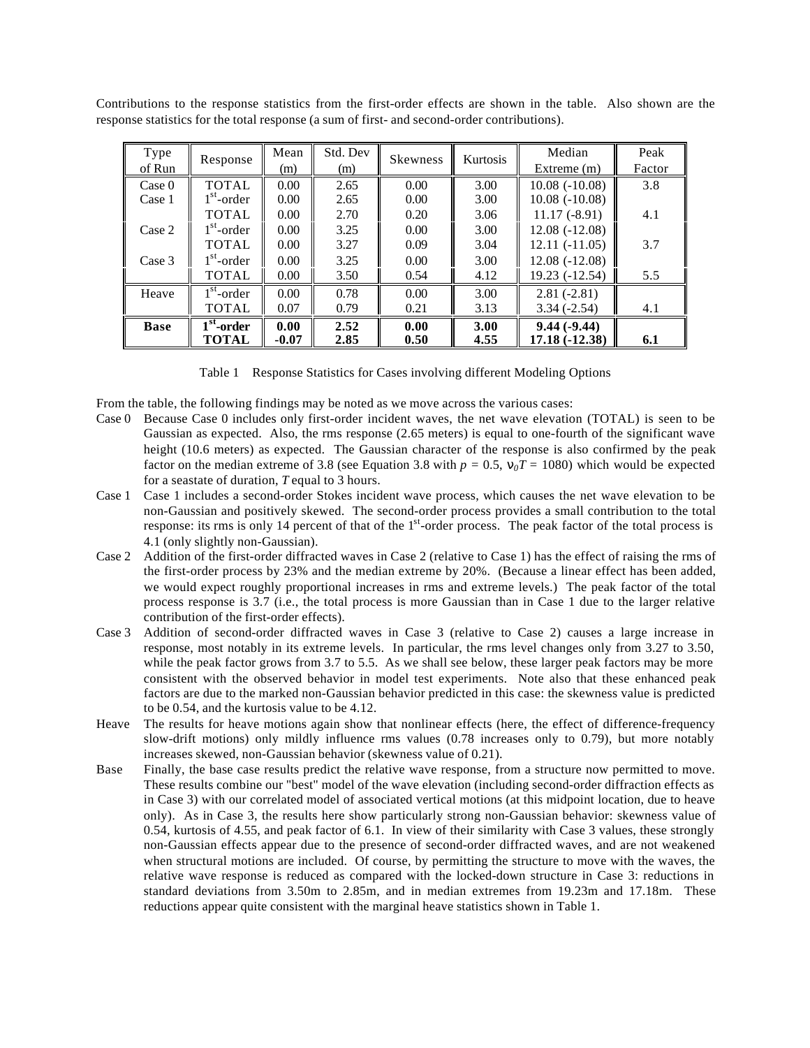Contributions to the response statistics from the first-order effects are shown in the table. Also shown are the response statistics for the total response (a sum of first- and second-order contributions).

| Type of Run | Response | Mean (m) | Std. Dev (m) | Skewness | Kurtosis | Median Extreme (m) | Peak Factor |
|---|---|---|---|---|---|---|---|
| Case 0 | TOTAL | 0.00 | 2.65 | 0.00 | 3.00 | 10.08 (-10.08) | 3.8 |
| Case 1 | $1^{st}$-order | 0.00 | 2.65 | 0.00 | 3.00 | 10.08 (-10.08) | |
| | TOTAL | 0.00 | 2.70 | 0.20 | 3.06 | 11.17 (-8.91) | 4.1 |
| Case 2 | $1^{st}$-order | 0.00 | 3.25 | 0.00 | 3.00 | 12.08 (-12.08) | |
| | TOTAL | 0.00 | 3.27 | 0.09 | 3.04 | 12.11 (-11.05) | 3.7 |
| Case 3 | $1^{st}$-order | 0.00 | 3.25 | 0.00 | 3.00 | 12.08 (-12.08) | |
| | TOTAL | 0.00 | 3.50 | 0.54 | 4.12 | 19.23 (-12.54) | 5.5 |
| Heave | $1^{st}$-order | 0.00 | 0.78 | 0.00 | 3.00 | 2.81 (-2.81) | |
| | TOTAL | 0.07 | 0.79 | 0.21 | 3.13 | 3.34 (-2.54) | 4.1 |
| **Base** | **$1^{st}$-order** | **0.00** | **2.52** | **0.00** | **3.00** | **9.44 (-9.44)** | |
| | **TOTAL** | **-0.07** | **2.85** | **0.50** | **4.55** | **17.18 (-12.38)** | **6.1** |

Table 1 Response Statistics for Cases involving different Modeling Options

From the table, the following findings may be noted as we move across the various cases:

Case 0 Because Case 0 includes only first-order incident waves, the net wave elevation (TOTAL) is seen to be Gaussian as expected. Also, the rms response (2.65 meters) is equal to one-fourth of the significant wave height (10.6 meters) as expected. The Gaussian character of the response is also confirmed by the peak factor on the median extreme of 3.8 (see Equation 3.8 with $p$ = 0.5, $\nu_0 T$ = 1080) which would be expected for a seastate of duration, $T$ equal to 3 hours.

Case 1 Case 1 includes a second-order Stokes incident wave process, which causes the net wave elevation to be non-Gaussian and positively skewed. The second-order process provides a small contribution to the total response: its rms is only 14 percent of that of the $1^{st}$-order process. The peak factor of the total process is 4.1 (only slightly non-Gaussian).

Case 2 Addition of the first-order diffracted waves in Case 2 (relative to Case 1) has the effect of raising the rms of the first-order process by 23% and the median extreme by 20%. (Because a linear effect has been added, we would expect roughly proportional increases in rms and extreme levels.) The peak factor of the total process response is 3.7 (i.e., the total process is more Gaussian than in Case 1 due to the larger relative contribution of the first-order effects).

Case 3 Addition of second-order diffracted waves in Case 3 (relative to Case 2) causes a large increase in response, most notably in its extreme levels. In particular, the rms level changes only from 3.27 to 3.50, while the peak factor grows from 3.7 to 5.5. As we shall see below, these larger peak factors may be more consistent with the observed behavior in model test experiments. Note also that these enhanced peak factors are due to the marked non-Gaussian behavior predicted in this case: the skewness value is predicted to be 0.54, and the kurtosis value to be 4.12.

Heave The results for heave motions again show that nonlinear effects (here, the effect of difference-frequency slow-drift motions) only mildly influence rms values (0.78 increases only to 0.79), but more notably increases skewed, non-Gaussian behavior (skewness value of 0.21).

Base Finally, the base case results predict the relative wave response, from a structure now permitted to move. These results combine our "best" model of the wave elevation (including second-order diffraction effects as in Case 3) with our correlated model of associated vertical motions (at this midpoint location, due to heave only). As in Case 3, the results here show particularly strong non-Gaussian behavior: skewness value of 0.54, kurtosis of 4.55, and peak factor of 6.1. In view of their similarity with Case 3 values, these strongly non-Gaussian effects appear due to the presence of second-order diffracted waves, and are not weakened when structural motions are included. Of course, by permitting the structure to move with the waves, the relative wave response is reduced as compared with the locked-down structure in Case 3: reductions in standard deviations from 3.50m to 2.85m, and in median extremes from 19.23m and 17.18m. These reductions appear quite consistent with the marginal heave statistics shown in Table 1.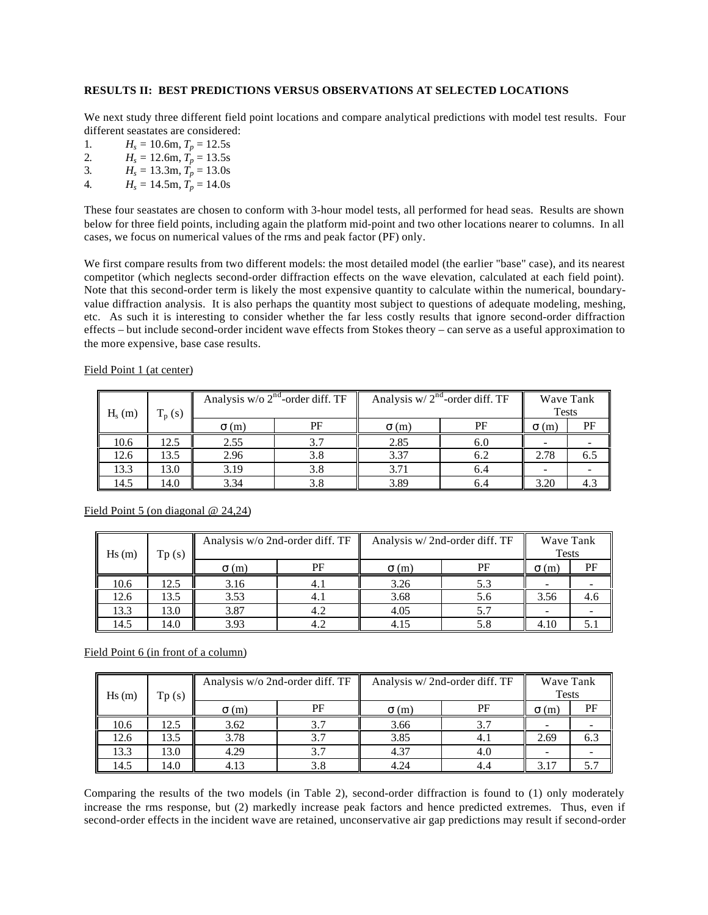**RESULTS II: BEST PREDICTIONS VERSUS OBSERVATIONS AT SELECTED LOCATIONS**

We next study three different field point locations and compare analytical predictions with model test results. Four different seastates are considered:

1. $H_s$ = 10.6m, $T_p$ = 12.5s
2. $H_s$ = 12.6m, $T_p$ = 13.5s
3. $H_s$ = 13.3m, $T_p$ = 13.0s
4. $H_s$ = 14.5m, $T_p$ = 14.0s

These four seastates are chosen to conform with 3-hour model tests, all performed for head seas. Results are shown below for three field points, including again the platform mid-point and two other locations nearer to columns. In all cases, we focus on numerical values of the rms and peak factor (PF) only.

We first compare results from two different models: the most detailed model (the earlier "base" case), and its nearest competitor (which neglects second-order diffraction effects on the wave elevation, calculated at each field point). Note that this second-order term is likely the most expensive quantity to calculate within the numerical, boundary-value diffraction analysis. It is also perhaps the quantity most subject to questions of adequate modeling, meshing, etc. As such it is interesting to consider whether the far less costly results that ignore second-order diffraction effects – but include second-order incident wave effects from Stokes theory – can serve as a useful approximation to the more expensive, base case results.

Field Point 1 (at center)

| $H_s$ (m) | $T_p$ (s) | Analysis w/o $2^{nd}$-order diff. TF | | Analysis w/ $2^{nd}$-order diff. TF | | Wave Tank Tests | |
|---|---|---|---|---|---|---|---|
| | | $\sigma$ (m) | PF | $\sigma$ (m) | PF | $\sigma$ (m) | PF |
| 10.6 | 12.5 | 2.55 | 3.7 | 2.85 | 6.0 | - | - |
| 12.6 | 13.5 | 2.96 | 3.8 | 3.37 | 6.2 | 2.78 | 6.5 |
| 13.3 | 13.0 | 3.19 | 3.8 | 3.71 | 6.4 | - | - |
| 14.5 | 14.0 | 3.34 | 3.8 | 3.89 | 6.4 | 3.20 | 4.3 |

Field Point 5 (on diagonal @ 24,24)

| Hs (m) | Tp (s) | Analysis w/o 2nd-order diff. TF | | Analysis w/ 2nd-order diff. TF | | Wave Tank Tests | |
|---|---|---|---|---|---|---|---|
| | | $\sigma$ (m) | PF | $\sigma$ (m) | PF | $\sigma$ (m) | PF |
| 10.6 | 12.5 | 3.16 | 4.1 | 3.26 | 5.3 | - | - |
| 12.6 | 13.5 | 3.53 | 4.1 | 3.68 | 5.6 | 3.56 | 4.6 |
| 13.3 | 13.0 | 3.87 | 4.2 | 4.05 | 5.7 | - | - |
| 14.5 | 14.0 | 3.93 | 4.2 | 4.15 | 5.8 | 4.10 | 5.1 |

Field Point 6 (in front of a column)

| Hs (m) | Tp (s) | Analysis w/o 2nd-order diff. TF | | Analysis w/ 2nd-order diff. TF | | Wave Tank Tests | |
|---|---|---|---|---|---|---|---|
| | | $\sigma$ (m) | PF | $\sigma$ (m) | PF | $\sigma$ (m) | PF |
| 10.6 | 12.5 | 3.62 | 3.7 | 3.66 | 3.7 | - | - |
| 12.6 | 13.5 | 3.78 | 3.7 | 3.85 | 4.1 | 2.69 | 6.3 |
| 13.3 | 13.0 | 4.29 | 3.7 | 4.37 | 4.0 | - | - |
| 14.5 | 14.0 | 4.13 | 3.8 | 4.24 | 4.4 | 3.17 | 5.7 |

Comparing the results of the two models (in Table 2), second-order diffraction is found to (1) only moderately increase the rms response, but (2) markedly increase peak factors and hence predicted extremes. Thus, even if second-order effects in the incident wave are retained, unconservative air gap predictions may result if second-order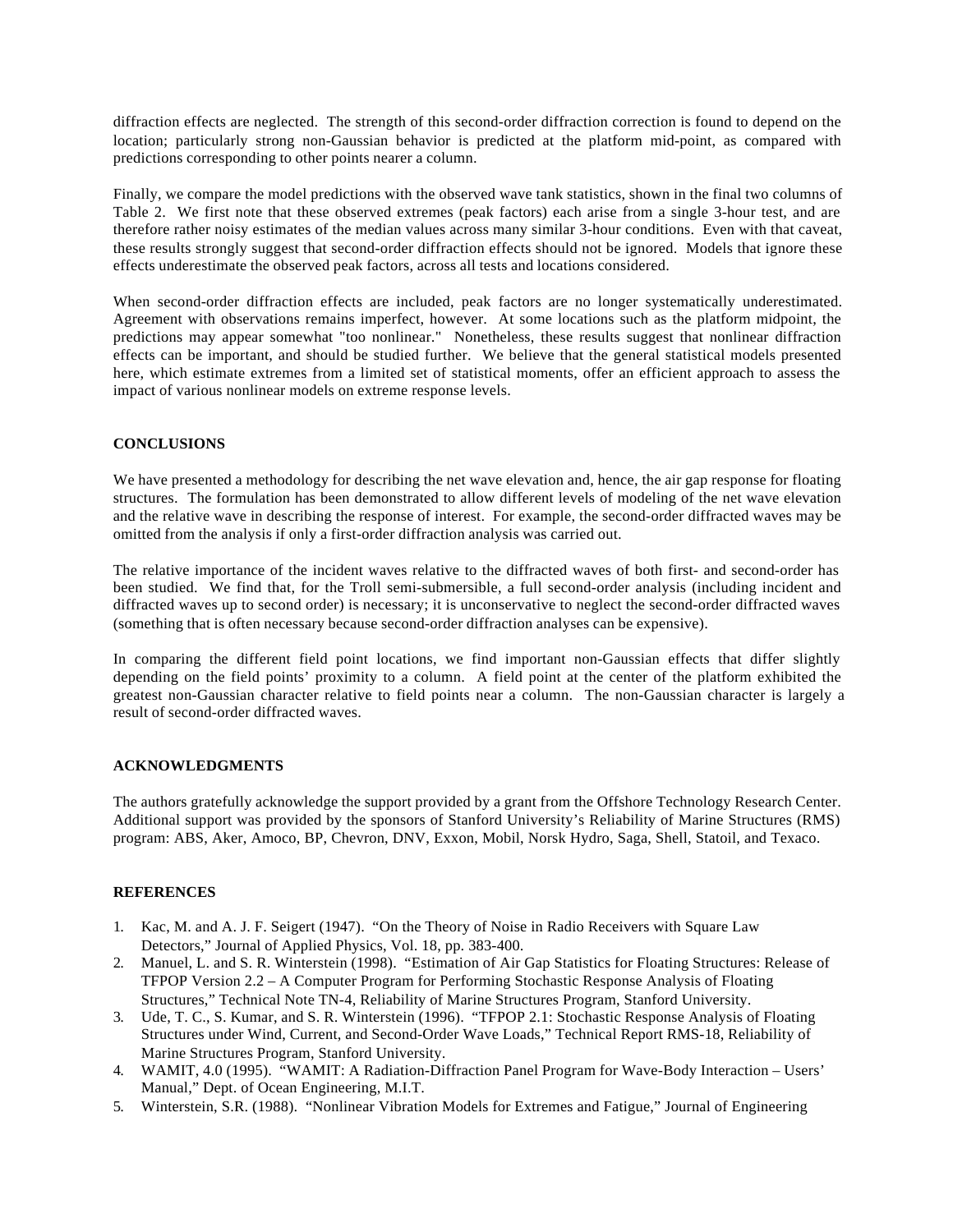diffraction effects are neglected. The strength of this second-order diffraction correction is found to depend on the location; particularly strong non-Gaussian behavior is predicted at the platform mid-point, as compared with predictions corresponding to other points nearer a column.

Finally, we compare the model predictions with the observed wave tank statistics, shown in the final two columns of Table 2. We first note that these observed extremes (peak factors) each arise from a single 3-hour test, and are therefore rather noisy estimates of the median values across many similar 3-hour conditions. Even with that caveat, these results strongly suggest that second-order diffraction effects should not be ignored. Models that ignore these effects underestimate the observed peak factors, across all tests and locations considered.

When second-order diffraction effects are included, peak factors are no longer systematically underestimated. Agreement with observations remains imperfect, however. At some locations such as the platform midpoint, the predictions may appear somewhat "too nonlinear." Nonetheless, these results suggest that nonlinear diffraction effects can be important, and should be studied further. We believe that the general statistical models presented here, which estimate extremes from a limited set of statistical moments, offer an efficient approach to assess the impact of various nonlinear models on extreme response levels.

## CONCLUSIONS

We have presented a methodology for describing the net wave elevation and, hence, the air gap response for floating structures. The formulation has been demonstrated to allow different levels of modeling of the net wave elevation and the relative wave in describing the response of interest. For example, the second-order diffracted waves may be omitted from the analysis if only a first-order diffraction analysis was carried out.

The relative importance of the incident waves relative to the diffracted waves of both first- and second-order has been studied. We find that, for the Troll semi-submersible, a full second-order analysis (including incident and diffracted waves up to second order) is necessary; it is unconservative to neglect the second-order diffracted waves (something that is often necessary because second-order diffraction analyses can be expensive).

In comparing the different field point locations, we find important non-Gaussian effects that differ slightly depending on the field points' proximity to a column. A field point at the center of the platform exhibited the greatest non-Gaussian character relative to field points near a column. The non-Gaussian character is largely a result of second-order diffracted waves.

## ACKNOWLEDGMENTS

The authors gratefully acknowledge the support provided by a grant from the Offshore Technology Research Center. Additional support was provided by the sponsors of Stanford University's Reliability of Marine Structures (RMS) program: ABS, Aker, Amoco, BP, Chevron, DNV, Exxon, Mobil, Norsk Hydro, Saga, Shell, Statoil, and Texaco.

## REFERENCES

1. Kac, M. and A. J. F. Seigert (1947). "On the Theory of Noise in Radio Receivers with Square Law Detectors," Journal of Applied Physics, Vol. 18, pp. 383-400.
2. Manuel, L. and S. R. Winterstein (1998). "Estimation of Air Gap Statistics for Floating Structures: Release of TFPOP Version 2.2 – A Computer Program for Performing Stochastic Response Analysis of Floating Structures," Technical Note TN-4, Reliability of Marine Structures Program, Stanford University.
3. Ude, T. C., S. Kumar, and S. R. Winterstein (1996). "TFPOP 2.1: Stochastic Response Analysis of Floating Structures under Wind, Current, and Second-Order Wave Loads," Technical Report RMS-18, Reliability of Marine Structures Program, Stanford University.
4. WAMIT, 4.0 (1995). "WAMIT: A Radiation-Diffraction Panel Program for Wave-Body Interaction – Users' Manual," Dept. of Ocean Engineering, M.I.T.
5. Winterstein, S.R. (1988). "Nonlinear Vibration Models for Extremes and Fatigue," Journal of Engineering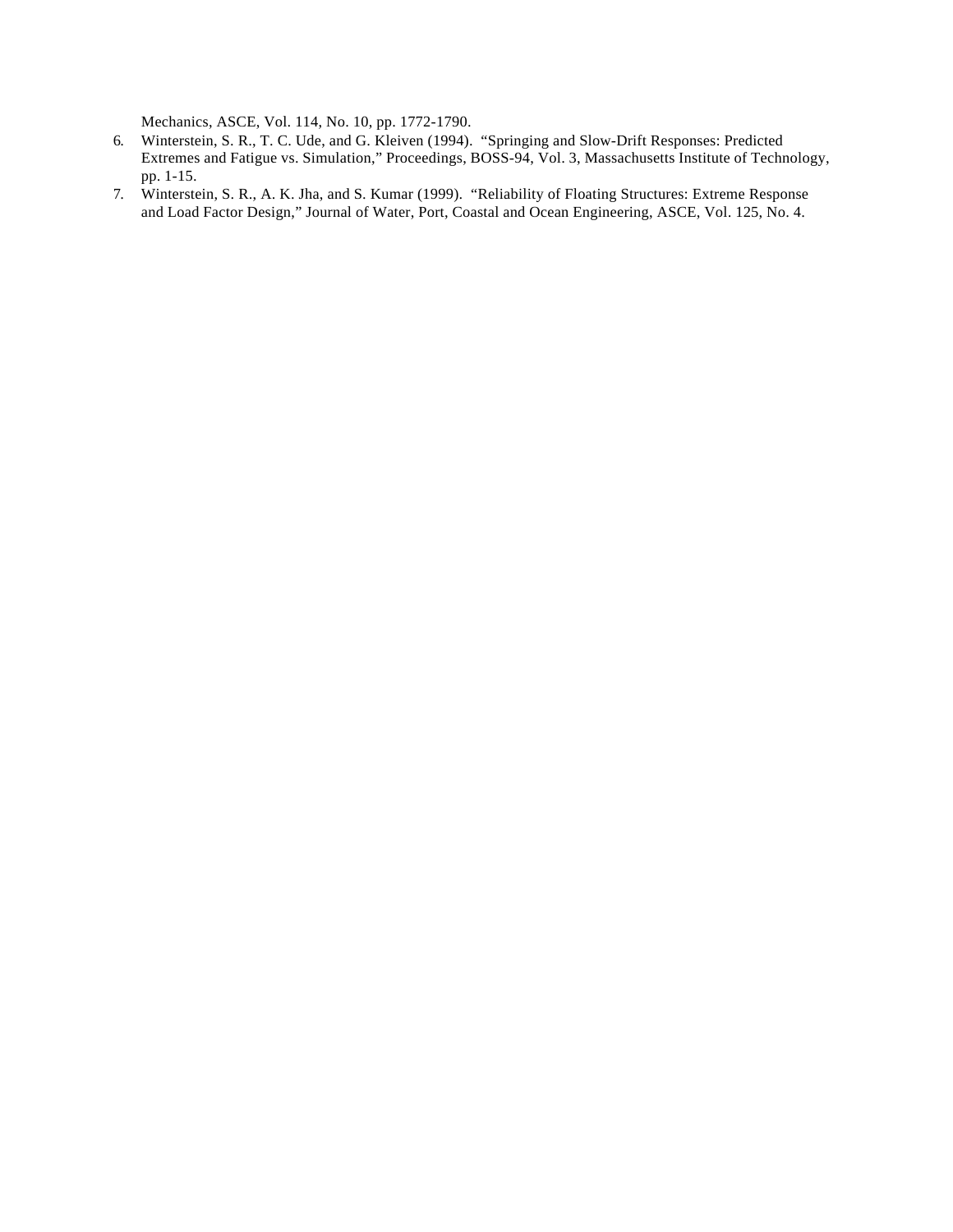Mechanics, ASCE, Vol. 114, No. 10, pp. 1772-1790.

6. Winterstein, S. R., T. C. Ude, and G. Kleiven (1994). "Springing and Slow-Drift Responses: Predicted Extremes and Fatigue vs. Simulation," Proceedings, BOSS-94, Vol. 3, Massachusetts Institute of Technology, pp. 1-15.
7. Winterstein, S. R., A. K. Jha, and S. Kumar (1999). "Reliability of Floating Structures: Extreme Response and Load Factor Design," Journal of Water, Port, Coastal and Ocean Engineering, ASCE, Vol. 125, No. 4.